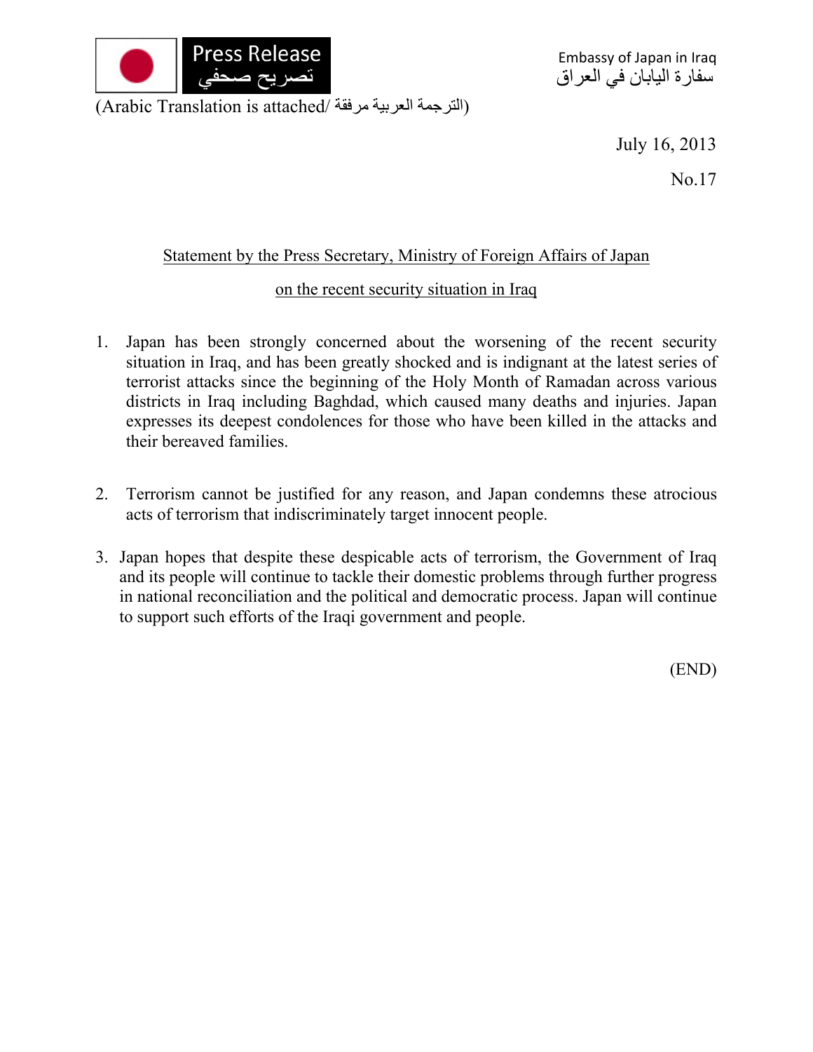Press Release
تصريح صحفي

Embassy of Japan in Iraq
سفارة اليابان في العراق

(Arabic Translation is attached/ الترجمة العربية مرفقة)

July 16, 2013

No.17

## Statement by the Press Secretary, Ministry of Foreign Affairs of Japan on the recent security situation in Iraq

1. Japan has been strongly concerned about the worsening of the recent security situation in Iraq, and has been greatly shocked and is indignant at the latest series of terrorist attacks since the beginning of the Holy Month of Ramadan across various districts in Iraq including Baghdad, which caused many deaths and injuries. Japan expresses its deepest condolences for those who have been killed in the attacks and their bereaved families.

2. Terrorism cannot be justified for any reason, and Japan condemns these atrocious acts of terrorism that indiscriminately target innocent people.

3. Japan hopes that despite these despicable acts of terrorism, the Government of Iraq and its people will continue to tackle their domestic problems through further progress in national reconciliation and the political and democratic process. Japan will continue to support such efforts of the Iraqi government and people.

(END)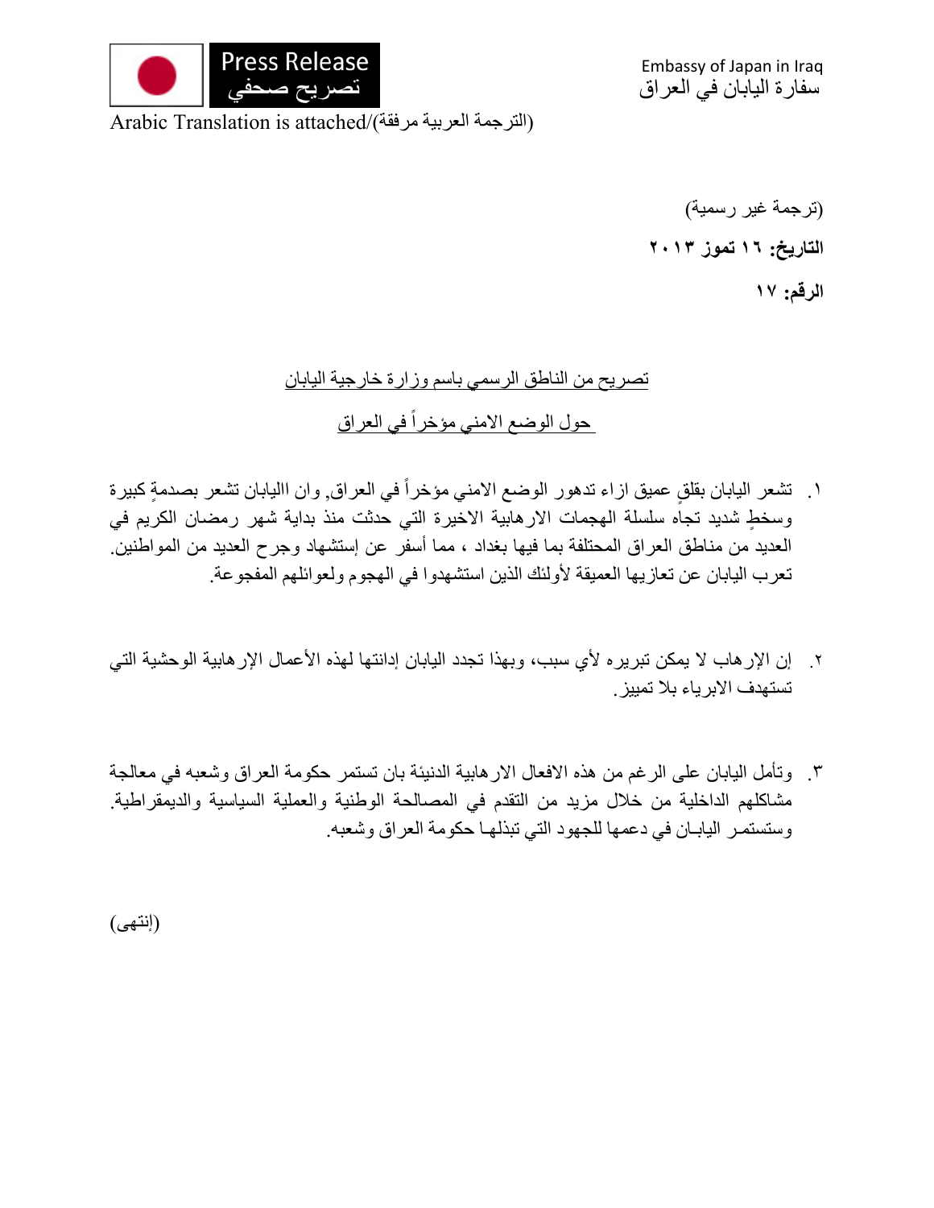Press Release
تصريح صحفي

Embassy of Japan in Iraq
سفارة اليابان في العراق

Arabic Translation is attached/(الترجمة العربية مرفقة)

(ترجمة غير رسمية)

**التاريخ: ١٦ تموز ٢٠١٣**

**الرقم: ١٧**

## تصريح من الناطق الرسمي باسم وزارة خارجية اليابان

## حول الوضع الامني مؤخراً في العراق

١. تشعر اليابان بقلقٍ عميق ازاء تدهور الوضع الامني مؤخراً في العراق, وان االيابان تشعر بصدمةٍ كبيرة وسخطٍ شديد تجاه سلسلة الهجمات الارهابية الاخيرة التي حدثت منذ بداية شهر رمضان الكريم في العديد من مناطق العراق المحتلفة بما فيها بغداد ، مما أسفر عن إستشهاد وجرح العديد من المواطنين. تعرب اليابان عن تعازيها العميقة لأولئك الذين استشهدوا في الهجوم ولعوائلهم المفجوعة.

٢. إن الإرهاب لا يمكن تبريره لأي سبب، وبهذا تجدد اليابان إدانتها لهذه الأعمال الإرهابية الوحشية التي تستهدف الابرياء بلا تمييز.

٣. وتأمل اليابان على الرغم من هذه الافعال الارهابية الدنيئة بان تستمر حكومة العراق وشعبه في معالجة مشاكلهم الداخلية من خلال مزيد من التقدم في المصالحة الوطنية والعملية السياسية والديمقراطية. وستستمر اليابان في دعمها للجهود التي تبذلها حكومة العراق وشعبه.

(إنتهى)